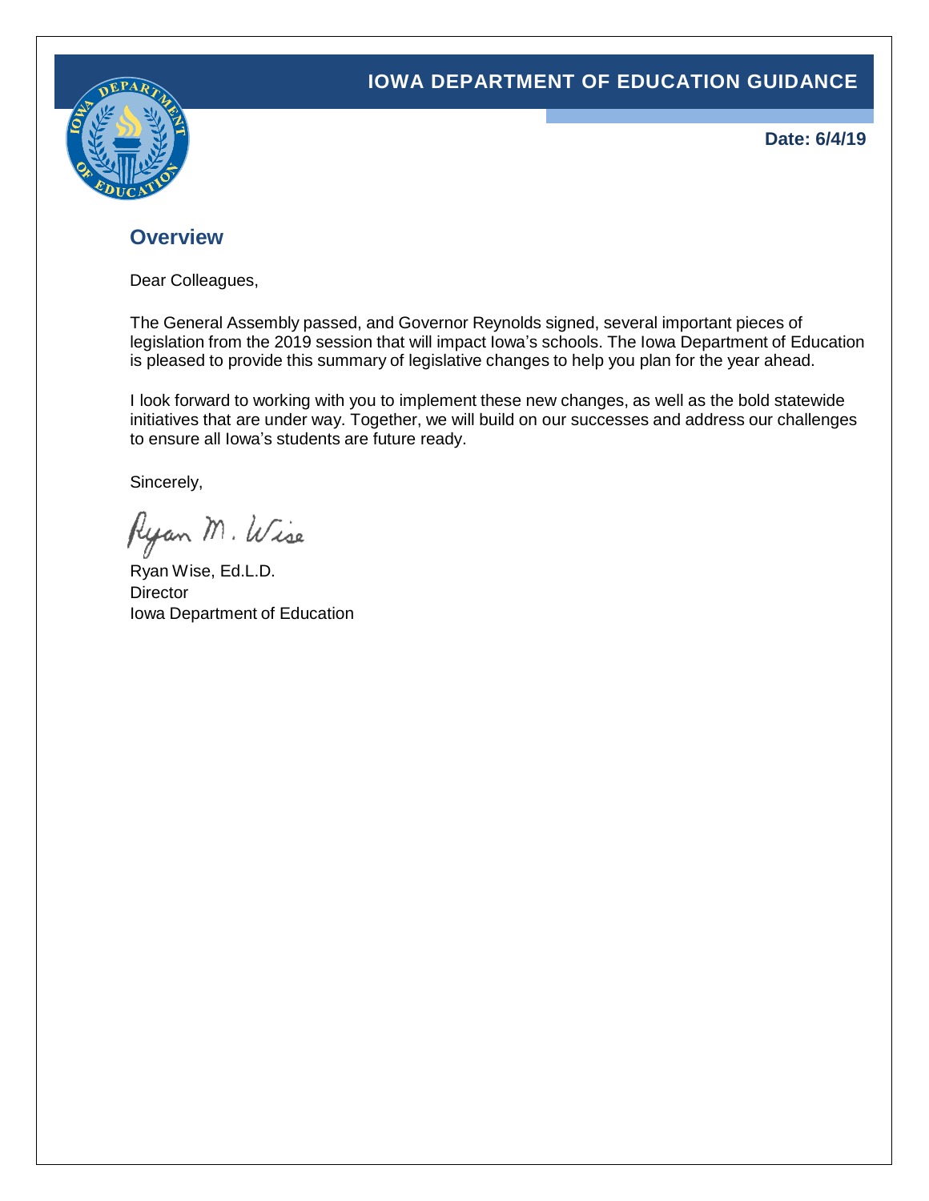# IOWA DEPARTMENT OF EDUCATION GUIDANCE

**Date: 6/4/19**

## Overview

Dear Colleagues,

The General Assembly passed, and Governor Reynolds signed, several important pieces of legislation from the 2019 session that will impact Iowa's schools. The Iowa Department of Education is pleased to provide this summary of legislative changes to help you plan for the year ahead.

I look forward to working with you to implement these new changes, as well as the bold statewide initiatives that are under way. Together, we will build on our successes and address our challenges to ensure all Iowa's students are future ready.

Sincerely,

Ryan M. Wise

Ryan Wise, Ed.L.D.
Director
Iowa Department of Education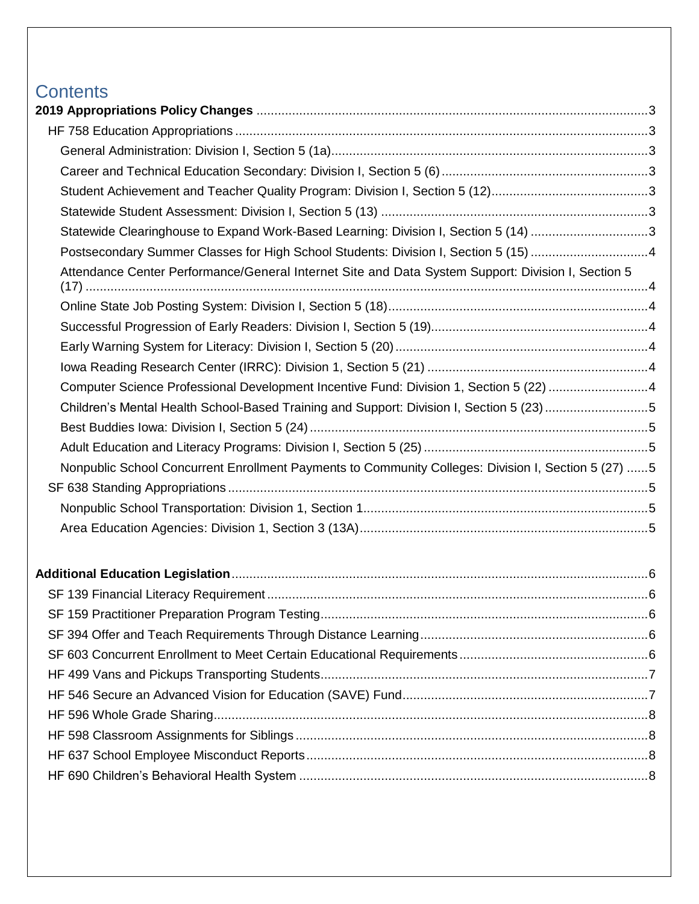# Contents

**2019 Appropriations Policy Changes** ..... 3

- HF 758 Education Appropriations ..... 3
  - General Administration: Division I, Section 5 (1a) ..... 3
  - Career and Technical Education Secondary: Division I, Section 5 (6) ..... 3
  - Student Achievement and Teacher Quality Program: Division I, Section 5 (12) ..... 3
  - Statewide Student Assessment: Division I, Section 5 (13) ..... 3
  - Statewide Clearinghouse to Expand Work-Based Learning: Division I, Section 5 (14) ..... 3
  - Postsecondary Summer Classes for High School Students: Division I, Section 5 (15) ..... 4
  - Attendance Center Performance/General Internet Site and Data System Support: Division I, Section 5 (17) ..... 4
  - Online State Job Posting System: Division I, Section 5 (18) ..... 4
  - Successful Progression of Early Readers: Division I, Section 5 (19) ..... 4
  - Early Warning System for Literacy: Division I, Section 5 (20) ..... 4
  - Iowa Reading Research Center (IRRC): Division 1, Section 5 (21) ..... 4
  - Computer Science Professional Development Incentive Fund: Division 1, Section 5 (22) ..... 4
  - Children's Mental Health School-Based Training and Support: Division I, Section 5 (23) ..... 5
  - Best Buddies Iowa: Division I, Section 5 (24) ..... 5
  - Adult Education and Literacy Programs: Division I, Section 5 (25) ..... 5
  - Nonpublic School Concurrent Enrollment Payments to Community Colleges: Division I, Section 5 (27) ..... 5
- SF 638 Standing Appropriations ..... 5
  - Nonpublic School Transportation: Division 1, Section 1 ..... 5
  - Area Education Agencies: Division 1, Section 3 (13A) ..... 5

**Additional Education Legislation** ..... 6

- SF 139 Financial Literacy Requirement ..... 6
- SF 159 Practitioner Preparation Program Testing ..... 6
- SF 394 Offer and Teach Requirements Through Distance Learning ..... 6
- SF 603 Concurrent Enrollment to Meet Certain Educational Requirements ..... 6
- HF 499 Vans and Pickups Transporting Students ..... 7
- HF 546 Secure an Advanced Vision for Education (SAVE) Fund ..... 7
- HF 596 Whole Grade Sharing ..... 8
- HF 598 Classroom Assignments for Siblings ..... 8
- HF 637 School Employee Misconduct Reports ..... 8
- HF 690 Children's Behavioral Health System ..... 8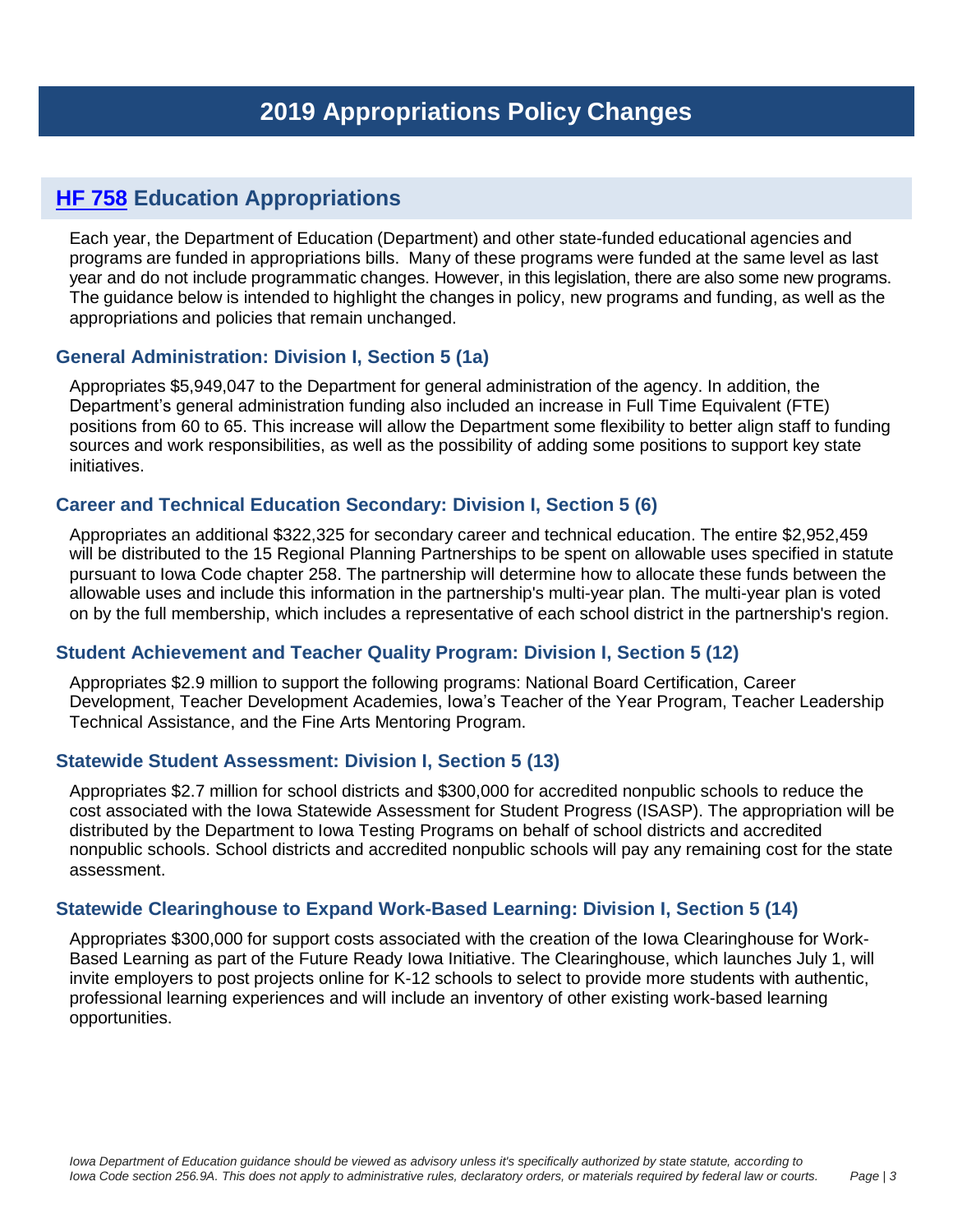# 2019 Appropriations Policy Changes

## [HF 758](#) Education Appropriations

Each year, the Department of Education (Department) and other state-funded educational agencies and programs are funded in appropriations bills. Many of these programs were funded at the same level as last year and do not include programmatic changes. However, in this legislation, there are also some new programs. The guidance below is intended to highlight the changes in policy, new programs and funding, as well as the appropriations and policies that remain unchanged.

### General Administration: Division I, Section 5 (1a)

Appropriates $5,949,047 to the Department for general administration of the agency. In addition, the Department's general administration funding also included an increase in Full Time Equivalent (FTE) positions from 60 to 65. This increase will allow the Department some flexibility to better align staff to funding sources and work responsibilities, as well as the possibility of adding some positions to support key state initiatives.

### Career and Technical Education Secondary: Division I, Section 5 (6)

Appropriates an additional $322,325 for secondary career and technical education. The entire $2,952,459 will be distributed to the 15 Regional Planning Partnerships to be spent on allowable uses specified in statute pursuant to Iowa Code chapter 258. The partnership will determine how to allocate these funds between the allowable uses and include this information in the partnership's multi-year plan. The multi-year plan is voted on by the full membership, which includes a representative of each school district in the partnership's region.

### Student Achievement and Teacher Quality Program: Division I, Section 5 (12)

Appropriates $2.9 million to support the following programs: National Board Certification, Career Development, Teacher Development Academies, Iowa's Teacher of the Year Program, Teacher Leadership Technical Assistance, and the Fine Arts Mentoring Program.

### Statewide Student Assessment: Division I, Section 5 (13)

Appropriates $2.7 million for school districts and $300,000 for accredited nonpublic schools to reduce the cost associated with the Iowa Statewide Assessment for Student Progress (ISASP). The appropriation will be distributed by the Department to Iowa Testing Programs on behalf of school districts and accredited nonpublic schools. School districts and accredited nonpublic schools will pay any remaining cost for the state assessment.

### Statewide Clearinghouse to Expand Work-Based Learning: Division I, Section 5 (14)

Appropriates $300,000 for support costs associated with the creation of the Iowa Clearinghouse for Work-Based Learning as part of the Future Ready Iowa Initiative. The Clearinghouse, which launches July 1, will invite employers to post projects online for K-12 schools to select to provide more students with authentic, professional learning experiences and will include an inventory of other existing work-based learning opportunities.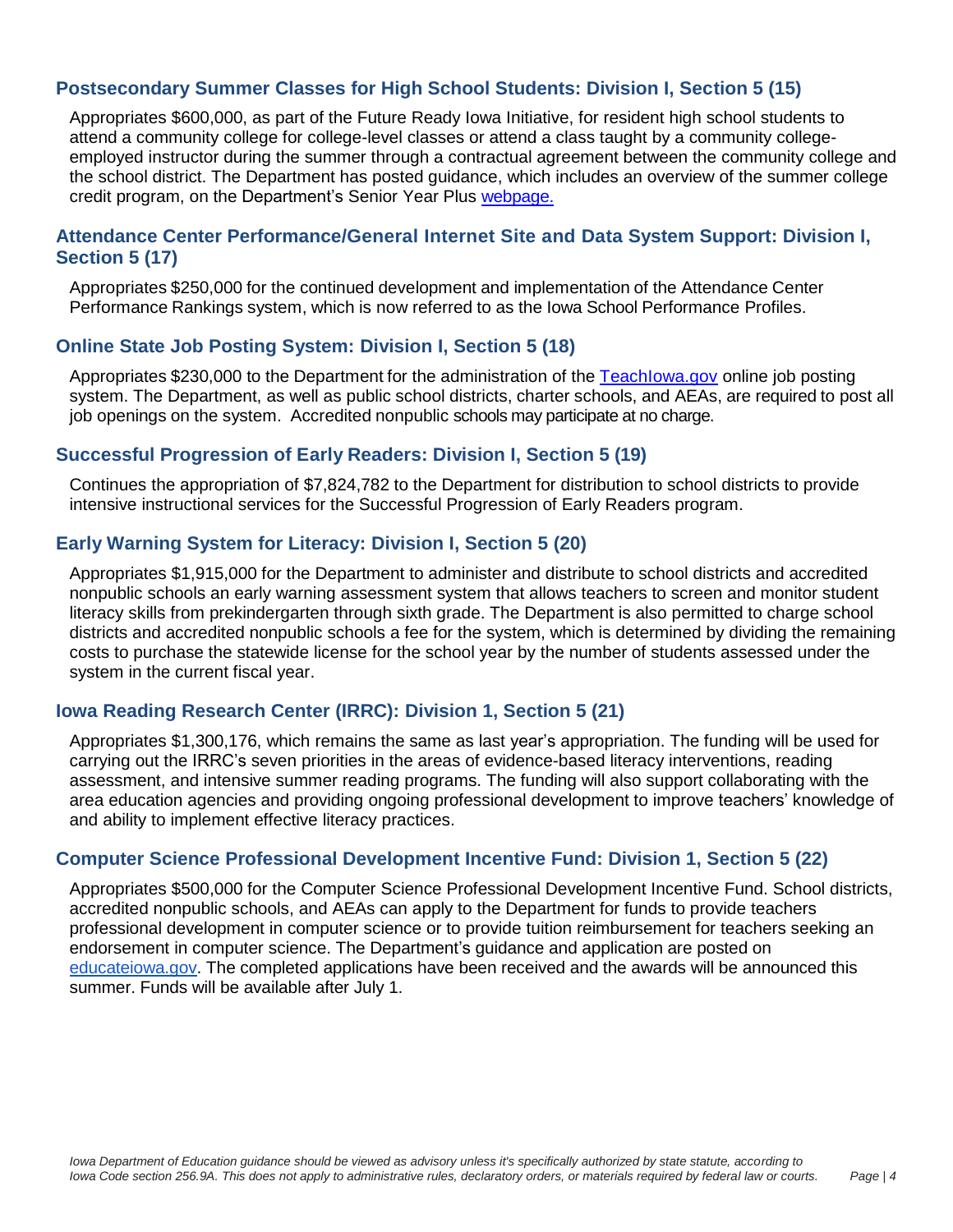### Postsecondary Summer Classes for High School Students: Division I, Section 5 (15)

Appropriates $600,000, as part of the Future Ready Iowa Initiative, for resident high school students to attend a community college for college-level classes or attend a class taught by a community college-employed instructor during the summer through a contractual agreement between the community college and the school district. The Department has posted guidance, which includes an overview of the summer college credit program, on the Department's Senior Year Plus webpage.

### Attendance Center Performance/General Internet Site and Data System Support: Division I, Section 5 (17)

Appropriates $250,000 for the continued development and implementation of the Attendance Center Performance Rankings system, which is now referred to as the Iowa School Performance Profiles.

### Online State Job Posting System: Division I, Section 5 (18)

Appropriates $230,000 to the Department for the administration of the TeachIowa.gov online job posting system. The Department, as well as public school districts, charter schools, and AEAs, are required to post all job openings on the system. Accredited nonpublic schools may participate at no charge.

### Successful Progression of Early Readers: Division I, Section 5 (19)

Continues the appropriation of $7,824,782 to the Department for distribution to school districts to provide intensive instructional services for the Successful Progression of Early Readers program.

### Early Warning System for Literacy: Division I, Section 5 (20)

Appropriates $1,915,000 for the Department to administer and distribute to school districts and accredited nonpublic schools an early warning assessment system that allows teachers to screen and monitor student literacy skills from prekindergarten through sixth grade. The Department is also permitted to charge school districts and accredited nonpublic schools a fee for the system, which is determined by dividing the remaining costs to purchase the statewide license for the school year by the number of students assessed under the system in the current fiscal year.

### Iowa Reading Research Center (IRRC): Division 1, Section 5 (21)

Appropriates $1,300,176, which remains the same as last year's appropriation. The funding will be used for carrying out the IRRC's seven priorities in the areas of evidence-based literacy interventions, reading assessment, and intensive summer reading programs. The funding will also support collaborating with the area education agencies and providing ongoing professional development to improve teachers' knowledge of and ability to implement effective literacy practices.

### Computer Science Professional Development Incentive Fund: Division 1, Section 5 (22)

Appropriates $500,000 for the Computer Science Professional Development Incentive Fund. School districts, accredited nonpublic schools, and AEAs can apply to the Department for funds to provide teachers professional development in computer science or to provide tuition reimbursement for teachers seeking an endorsement in computer science. The Department's guidance and application are posted on educateiowa.gov. The completed applications have been received and the awards will be announced this summer. Funds will be available after July 1.

*Iowa Department of Education guidance should be viewed as advisory unless it's specifically authorized by state statute, according to Iowa Code section 256.9A. This does not apply to administrative rules, declaratory orders, or materials required by federal law or courts.*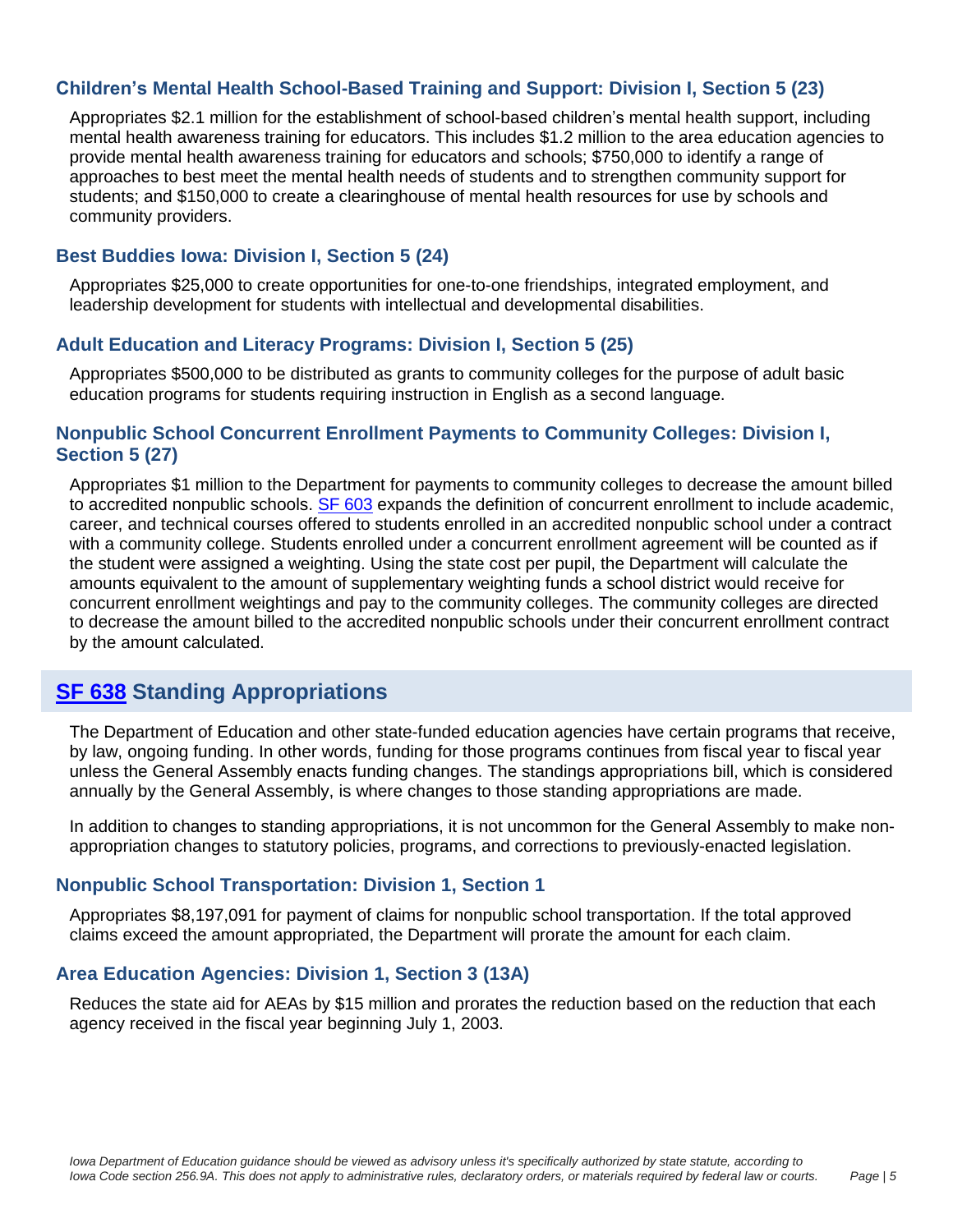### Children's Mental Health School-Based Training and Support: Division I, Section 5 (23)

Appropriates $2.1 million for the establishment of school-based children's mental health support, including mental health awareness training for educators. This includes $1.2 million to the area education agencies to provide mental health awareness training for educators and schools; $750,000 to identify a range of approaches to best meet the mental health needs of students and to strengthen community support for students; and $150,000 to create a clearinghouse of mental health resources for use by schools and community providers.

### Best Buddies Iowa: Division I, Section 5 (24)

Appropriates $25,000 to create opportunities for one-to-one friendships, integrated employment, and leadership development for students with intellectual and developmental disabilities.

### Adult Education and Literacy Programs: Division I, Section 5 (25)

Appropriates $500,000 to be distributed as grants to community colleges for the purpose of adult basic education programs for students requiring instruction in English as a second language.

### Nonpublic School Concurrent Enrollment Payments to Community Colleges: Division I, Section 5 (27)

Appropriates $1 million to the Department for payments to community colleges to decrease the amount billed to accredited nonpublic schools. SF 603 expands the definition of concurrent enrollment to include academic, career, and technical courses offered to students enrolled in an accredited nonpublic school under a contract with a community college. Students enrolled under a concurrent enrollment agreement will be counted as if the student were assigned a weighting. Using the state cost per pupil, the Department will calculate the amounts equivalent to the amount of supplementary weighting funds a school district would receive for concurrent enrollment weightings and pay to the community colleges. The community colleges are directed to decrease the amount billed to the accredited nonpublic schools under their concurrent enrollment contract by the amount calculated.

## SF 638 Standing Appropriations

The Department of Education and other state-funded education agencies have certain programs that receive, by law, ongoing funding. In other words, funding for those programs continues from fiscal year to fiscal year unless the General Assembly enacts funding changes. The standings appropriations bill, which is considered annually by the General Assembly, is where changes to those standing appropriations are made.

In addition to changes to standing appropriations, it is not uncommon for the General Assembly to make non-appropriation changes to statutory policies, programs, and corrections to previously-enacted legislation.

### Nonpublic School Transportation: Division 1, Section 1

Appropriates $8,197,091 for payment of claims for nonpublic school transportation. If the total approved claims exceed the amount appropriated, the Department will prorate the amount for each claim.

### Area Education Agencies: Division 1, Section 3 (13A)

Reduces the state aid for AEAs by $15 million and prorates the reduction based on the reduction that each agency received in the fiscal year beginning July 1, 2003.

*Iowa Department of Education guidance should be viewed as advisory unless it's specifically authorized by state statute, according to Iowa Code section 256.9A. This does not apply to administrative rules, declaratory orders, or materials required by federal law or courts.*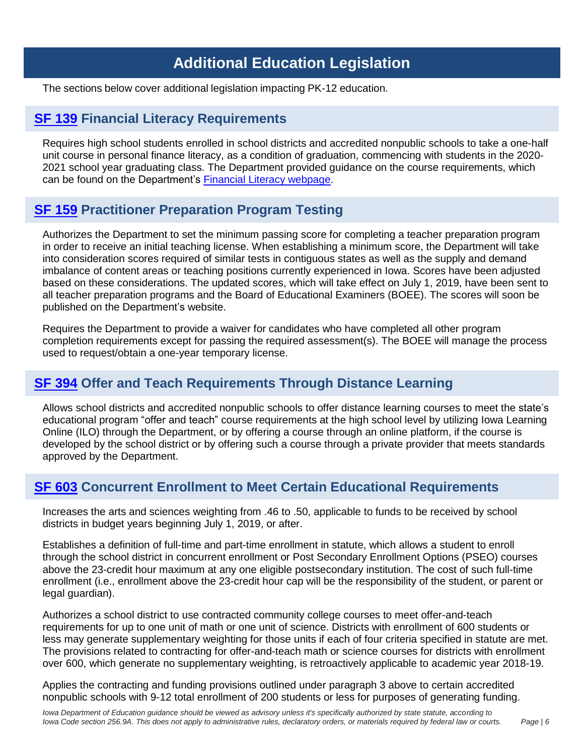# Additional Education Legislation

The sections below cover additional legislation impacting PK-12 education.

## SF 139 Financial Literacy Requirements

Requires high school students enrolled in school districts and accredited nonpublic schools to take a one-half unit course in personal finance literacy, as a condition of graduation, commencing with students in the 2020-2021 school year graduating class. The Department provided guidance on the course requirements, which can be found on the Department's Financial Literacy webpage.

## SF 159 Practitioner Preparation Program Testing

Authorizes the Department to set the minimum passing score for completing a teacher preparation program in order to receive an initial teaching license. When establishing a minimum score, the Department will take into consideration scores required of similar tests in contiguous states as well as the supply and demand imbalance of content areas or teaching positions currently experienced in Iowa. Scores have been adjusted based on these considerations. The updated scores, which will take effect on July 1, 2019, have been sent to all teacher preparation programs and the Board of Educational Examiners (BOEE). The scores will soon be published on the Department's website.

Requires the Department to provide a waiver for candidates who have completed all other program completion requirements except for passing the required assessment(s). The BOEE will manage the process used to request/obtain a one-year temporary license.

## SF 394 Offer and Teach Requirements Through Distance Learning

Allows school districts and accredited nonpublic schools to offer distance learning courses to meet the state's educational program "offer and teach" course requirements at the high school level by utilizing Iowa Learning Online (ILO) through the Department, or by offering a course through an online platform, if the course is developed by the school district or by offering such a course through a private provider that meets standards approved by the Department.

## SF 603 Concurrent Enrollment to Meet Certain Educational Requirements

Increases the arts and sciences weighting from .46 to .50, applicable to funds to be received by school districts in budget years beginning July 1, 2019, or after.

Establishes a definition of full-time and part-time enrollment in statute, which allows a student to enroll through the school district in concurrent enrollment or Post Secondary Enrollment Options (PSEO) courses above the 23-credit hour maximum at any one eligible postsecondary institution. The cost of such full-time enrollment (i.e., enrollment above the 23-credit hour cap will be the responsibility of the student, or parent or legal guardian).

Authorizes a school district to use contracted community college courses to meet offer-and-teach requirements for up to one unit of math or one unit of science. Districts with enrollment of 600 students or less may generate supplementary weighting for those units if each of four criteria specified in statute are met. The provisions related to contracting for offer-and-teach math or science courses for districts with enrollment over 600, which generate no supplementary weighting, is retroactively applicable to academic year 2018-19.

Applies the contracting and funding provisions outlined under paragraph 3 above to certain accredited nonpublic schools with 9-12 total enrollment of 200 students or less for purposes of generating funding.

*Iowa Department of Education guidance should be viewed as advisory unless it's specifically authorized by state statute, according to Iowa Code section 256.9A. This does not apply to administrative rules, declaratory orders, or materials required by federal law or courts.*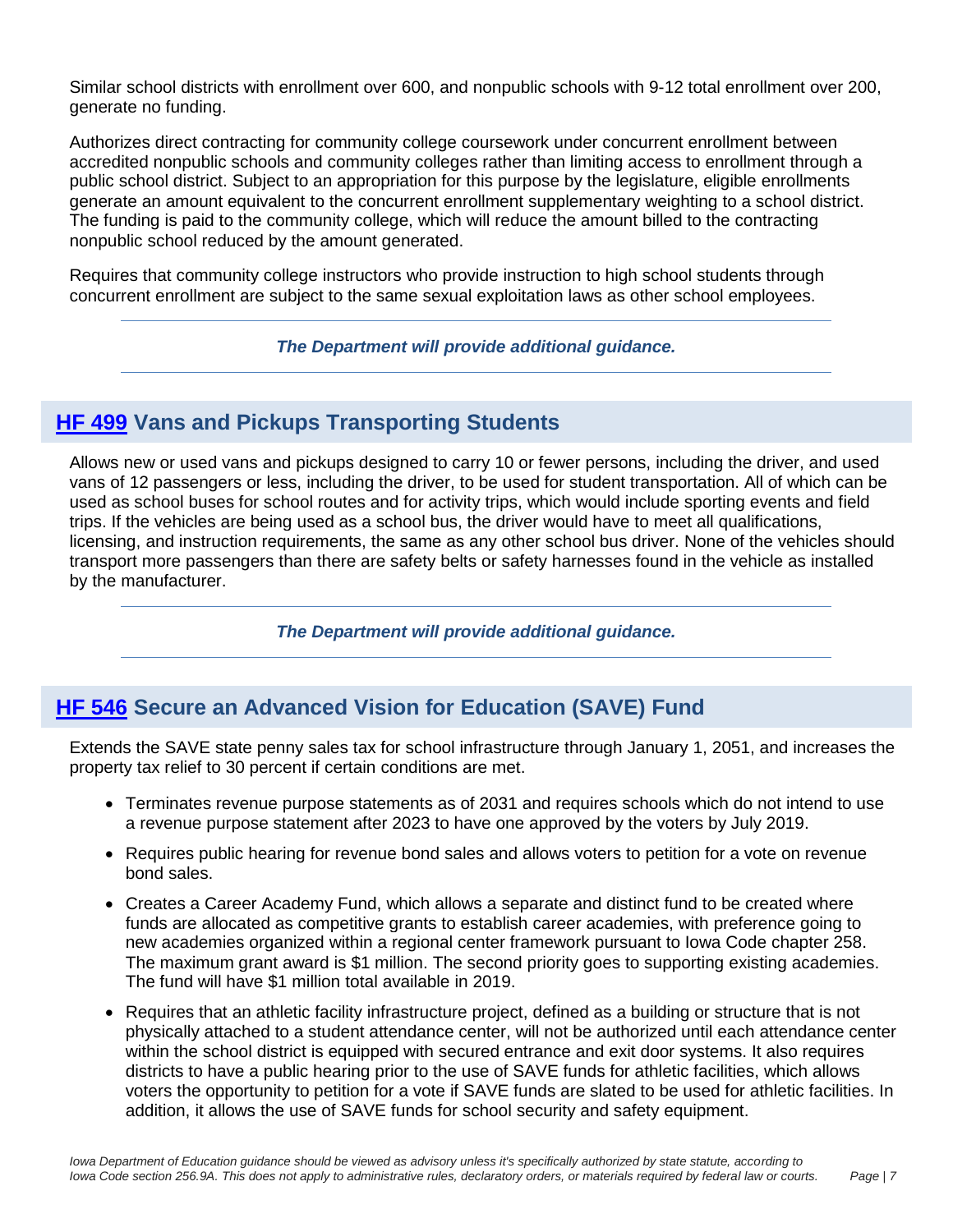Similar school districts with enrollment over 600, and nonpublic schools with 9-12 total enrollment over 200, generate no funding.

Authorizes direct contracting for community college coursework under concurrent enrollment between accredited nonpublic schools and community colleges rather than limiting access to enrollment through a public school district. Subject to an appropriation for this purpose by the legislature, eligible enrollments generate an amount equivalent to the concurrent enrollment supplementary weighting to a school district. The funding is paid to the community college, which will reduce the amount billed to the contracting nonpublic school reduced by the amount generated.

Requires that community college instructors who provide instruction to high school students through concurrent enrollment are subject to the same sexual exploitation laws as other school employees.

***The Department will provide additional guidance.***

## HF 499 Vans and Pickups Transporting Students

Allows new or used vans and pickups designed to carry 10 or fewer persons, including the driver, and used vans of 12 passengers or less, including the driver, to be used for student transportation. All of which can be used as school buses for school routes and for activity trips, which would include sporting events and field trips. If the vehicles are being used as a school bus, the driver would have to meet all qualifications, licensing, and instruction requirements, the same as any other school bus driver. None of the vehicles should transport more passengers than there are safety belts or safety harnesses found in the vehicle as installed by the manufacturer.

***The Department will provide additional guidance.***

## HF 546 Secure an Advanced Vision for Education (SAVE) Fund

Extends the SAVE state penny sales tax for school infrastructure through January 1, 2051, and increases the property tax relief to 30 percent if certain conditions are met.

- Terminates revenue purpose statements as of 2031 and requires schools which do not intend to use a revenue purpose statement after 2023 to have one approved by the voters by July 2019.
- Requires public hearing for revenue bond sales and allows voters to petition for a vote on revenue bond sales.
- Creates a Career Academy Fund, which allows a separate and distinct fund to be created where funds are allocated as competitive grants to establish career academies, with preference going to new academies organized within a regional center framework pursuant to Iowa Code chapter 258. The maximum grant award is $1 million. The second priority goes to supporting existing academies. The fund will have $1 million total available in 2019.
- Requires that an athletic facility infrastructure project, defined as a building or structure that is not physically attached to a student attendance center, will not be authorized until each attendance center within the school district is equipped with secured entrance and exit door systems. It also requires districts to have a public hearing prior to the use of SAVE funds for athletic facilities, which allows voters the opportunity to petition for a vote if SAVE funds are slated to be used for athletic facilities. In addition, it allows the use of SAVE funds for school security and safety equipment.

*Iowa Department of Education guidance should be viewed as advisory unless it's specifically authorized by state statute, according to Iowa Code section 256.9A. This does not apply to administrative rules, declaratory orders, or materials required by federal law or courts.*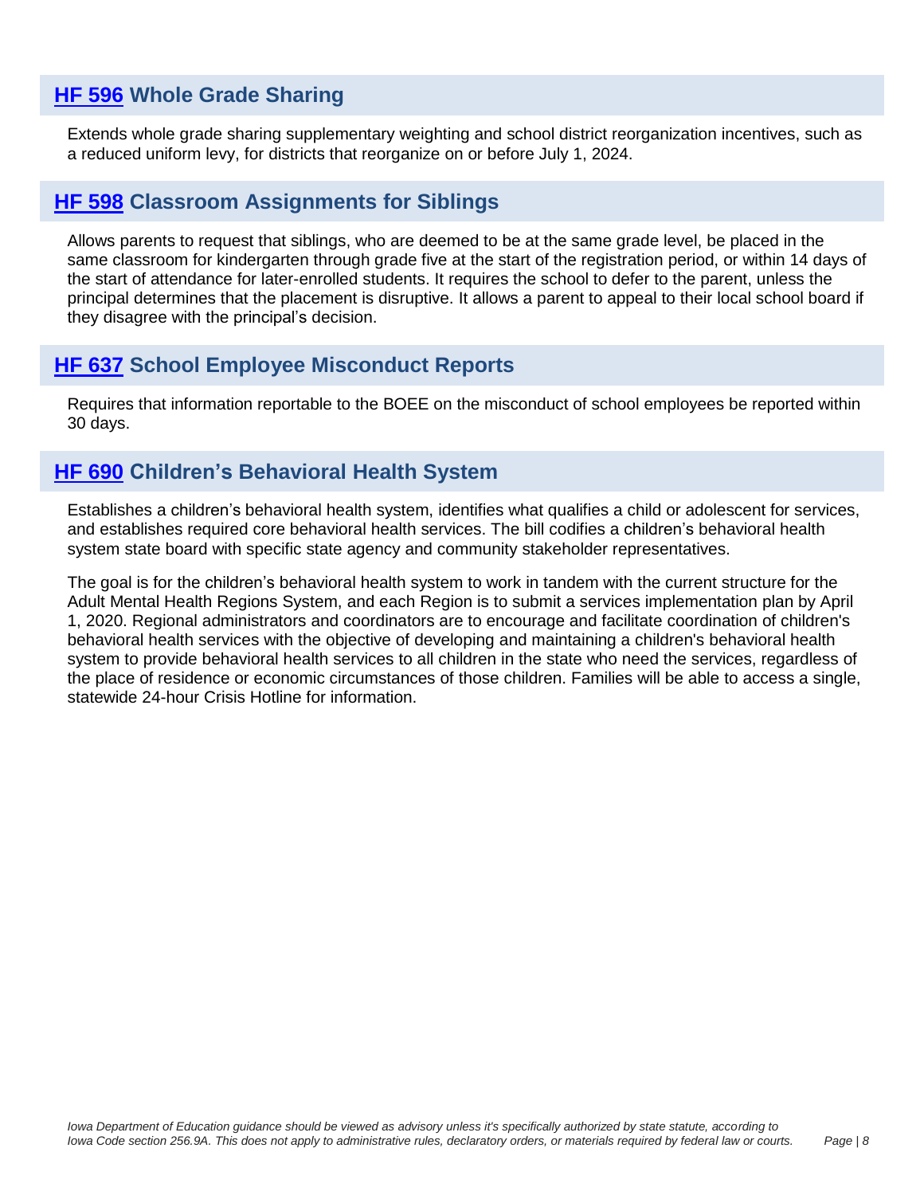## HF 596 Whole Grade Sharing

Extends whole grade sharing supplementary weighting and school district reorganization incentives, such as a reduced uniform levy, for districts that reorganize on or before July 1, 2024.

## HF 598 Classroom Assignments for Siblings

Allows parents to request that siblings, who are deemed to be at the same grade level, be placed in the same classroom for kindergarten through grade five at the start of the registration period, or within 14 days of the start of attendance for later-enrolled students. It requires the school to defer to the parent, unless the principal determines that the placement is disruptive. It allows a parent to appeal to their local school board if they disagree with the principal's decision.

## HF 637 School Employee Misconduct Reports

Requires that information reportable to the BOEE on the misconduct of school employees be reported within 30 days.

## HF 690 Children's Behavioral Health System

Establishes a children's behavioral health system, identifies what qualifies a child or adolescent for services, and establishes required core behavioral health services. The bill codifies a children's behavioral health system state board with specific state agency and community stakeholder representatives.

The goal is for the children's behavioral health system to work in tandem with the current structure for the Adult Mental Health Regions System, and each Region is to submit a services implementation plan by April 1, 2020. Regional administrators and coordinators are to encourage and facilitate coordination of children's behavioral health services with the objective of developing and maintaining a children's behavioral health system to provide behavioral health services to all children in the state who need the services, regardless of the place of residence or economic circumstances of those children. Families will be able to access a single, statewide 24-hour Crisis Hotline for information.

*Iowa Department of Education guidance should be viewed as advisory unless it's specifically authorized by state statute, according to Iowa Code section 256.9A. This does not apply to administrative rules, declaratory orders, or materials required by federal law or courts.*